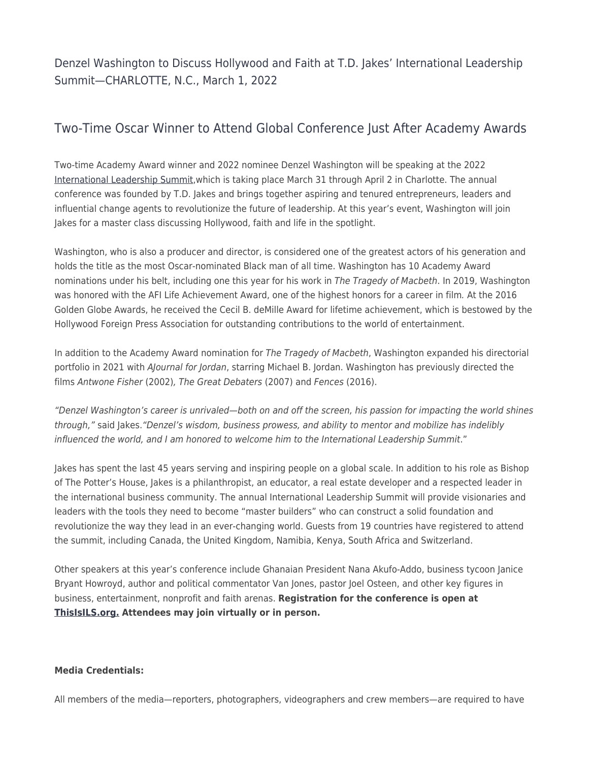# Denzel Washington to Discuss Hollywood and Faith at T.D. Jakes' International Leadership Summit—CHARLOTTE, N.C., March 1, 2022

## Two-Time Oscar Winner to Attend Global Conference Just After Academy Awards

Two-time Academy Award winner and 2022 nominee Denzel Washington will be speaking at the 2022 International Leadership Summit,which is taking place March 31 through April 2 in Charlotte. The annual conference was founded by T.D. Jakes and brings together aspiring and tenured entrepreneurs, leaders and influential change agents to revolutionize the future of leadership. At this year's event, Washington will join Jakes for a master class discussing Hollywood, faith and life in the spotlight.

Washington, who is also a producer and director, is considered one of the greatest actors of his generation and holds the title as the most Oscar-nominated Black man of all time. Washington has 10 Academy Award nominations under his belt, including one this year for his work in *The Tragedy of Macbeth*. In 2019, Washington was honored with the AFI Life Achievement Award, one of the highest honors for a career in film. At the 2016 Golden Globe Awards, he received the Cecil B. deMille Award for lifetime achievement, which is bestowed by the Hollywood Foreign Press Association for outstanding contributions to the world of entertainment.

In addition to the Academy Award nomination for *The Tragedy of Macbeth*, Washington expanded his directorial portfolio in 2021 with *AJournal for Jordan*, starring Michael B. Jordan. Washington has previously directed the films *Antwone Fisher* (2002), *The Great Debaters* (2007) and *Fences* (2016).

*"Denzel Washington's career is unrivaled—both on and off the screen, his passion for impacting the world shines through,"* said Jakes.*"Denzel's wisdom, business prowess, and ability to mentor and mobilize has indelibly influenced the world, and I am honored to welcome him to the International Leadership Summit*."

Jakes has spent the last 45 years serving and inspiring people on a global scale. In addition to his role as Bishop of The Potter's House, Jakes is a philanthropist, an educator, a real estate developer and a respected leader in the international business community. The annual International Leadership Summit will provide visionaries and leaders with the tools they need to become "master builders" who can construct a solid foundation and revolutionize the way they lead in an ever-changing world. Guests from 19 countries have registered to attend the summit, including Canada, the United Kingdom, Namibia, Kenya, South Africa and Switzerland.

Other speakers at this year's conference include Ghanaian President Nana Akufo-Addo, business tycoon Janice Bryant Howroyd, author and political commentator Van Jones, pastor Joel Osteen, and other key figures in business, entertainment, nonprofit and faith arenas. **Registration for the conference is open at ThisIsILS.org. Attendees may join virtually or in person.**

**Media Credentials:**

All members of the media—reporters, photographers, videographers and crew members—are required to have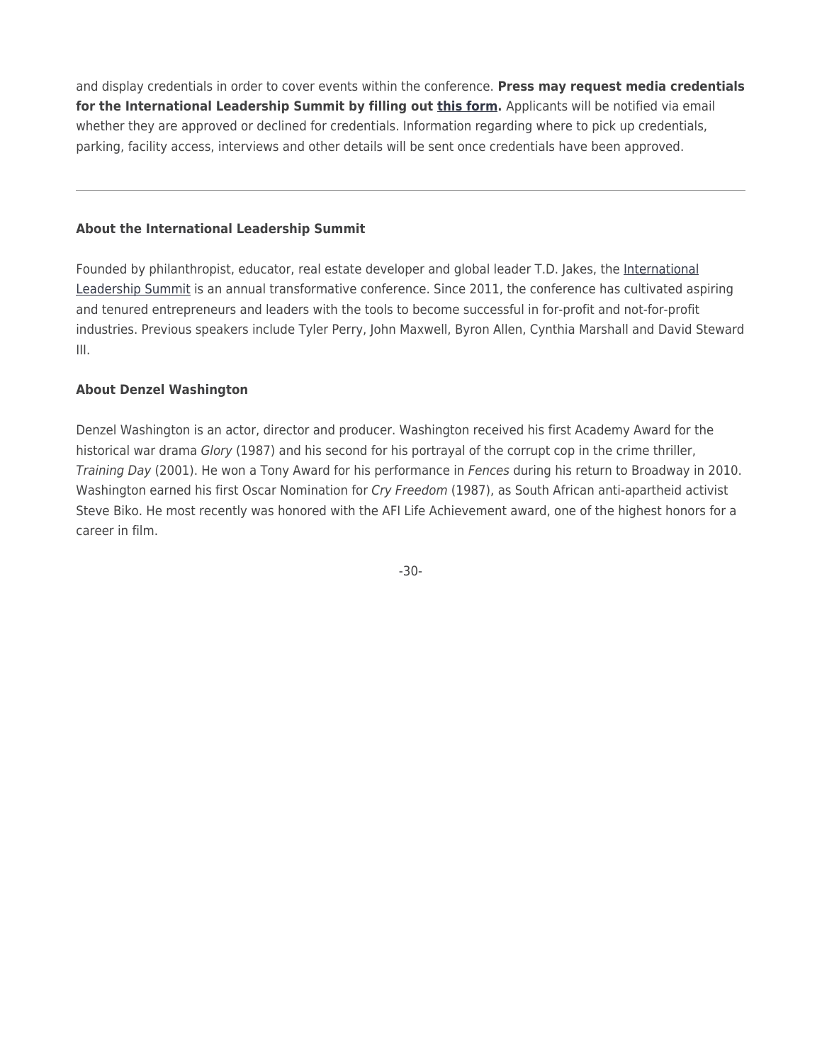and display credentials in order to cover events within the conference. **Press may request media credentials for the International Leadership Summit by filling out this form.** Applicants will be notified via email whether they are approved or declined for credentials. Information regarding where to pick up credentials, parking, facility access, interviews and other details will be sent once credentials have been approved.

---

**About the International Leadership Summit**

Founded by philanthropist, educator, real estate developer and global leader T.D. Jakes, the International Leadership Summit is an annual transformative conference. Since 2011, the conference has cultivated aspiring and tenured entrepreneurs and leaders with the tools to become successful in for-profit and not-for-profit industries. Previous speakers include Tyler Perry, John Maxwell, Byron Allen, Cynthia Marshall and David Steward III.

**About Denzel Washington**

Denzel Washington is an actor, director and producer. Washington received his first Academy Award for the historical war drama *Glory* (1987) and his second for his portrayal of the corrupt cop in the crime thriller, *Training Day* (2001). He won a Tony Award for his performance in *Fences* during his return to Broadway in 2010. Washington earned his first Oscar Nomination for *Cry Freedom* (1987), as South African anti-apartheid activist Steve Biko. He most recently was honored with the AFI Life Achievement award, one of the highest honors for a career in film.

-30-